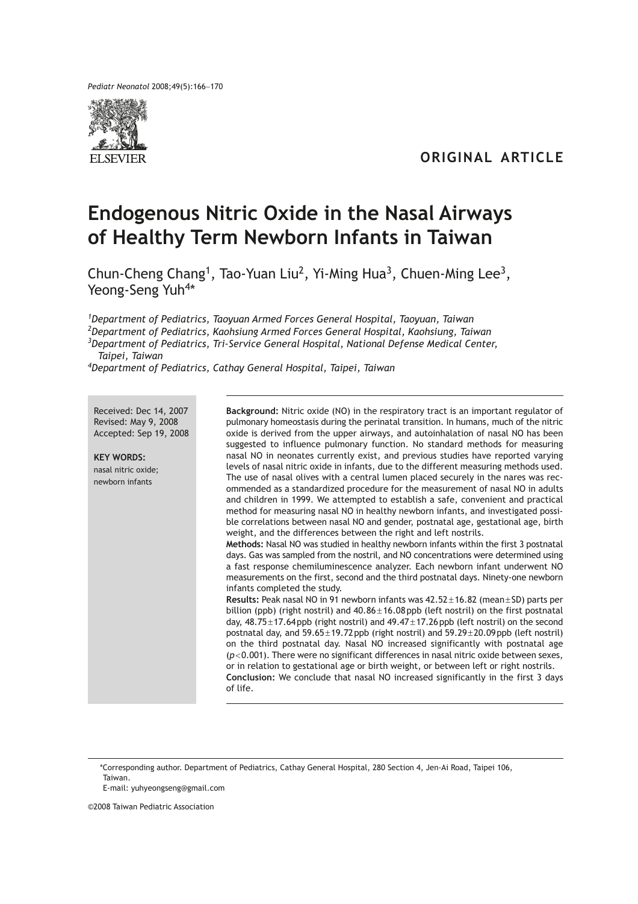ORIGINAL ARTICLE

# Endogenous Nitric Oxide in the Nasal Airways of Healthy Term Newborn Infants in Taiwan

Chun-Cheng Chang[1], Tao-Yuan Liu[2], Yi-Ming Hua[3], Chuen-Ming Lee[3], Yeong-Seng Yuh[4]*

*[1]Department of Pediatrics, Taoyuan Armed Forces General Hospital, Taoyuan, Taiwan*
*[2]Department of Pediatrics, Kaohsiung Armed Forces General Hospital, Kaohsiung, Taiwan*
*[3]Department of Pediatrics, Tri-Service General Hospital, National Defense Medical Center, Taipei, Taiwan*
*[4]Department of Pediatrics, Cathay General Hospital, Taipei, Taiwan*

Received: Dec 14, 2007
Revised: May 9, 2008
Accepted: Sep 19, 2008

**KEY WORDS:**
nasal nitric oxide;
newborn infants

**Background:** Nitric oxide (NO) in the respiratory tract is an important regulator of pulmonary homeostasis during the perinatal transition. In humans, much of the nitric oxide is derived from the upper airways, and autoinhalation of nasal NO has been suggested to influence pulmonary function. No standard methods for measuring nasal NO in neonates currently exist, and previous studies have reported varying levels of nasal nitric oxide in infants, due to the different measuring methods used. The use of nasal olives with a central lumen placed securely in the nares was recommended as a standardized procedure for the measurement of nasal NO in adults and children in 1999. We attempted to establish a safe, convenient and practical method for measuring nasal NO in healthy newborn infants, and investigated possible correlations between nasal NO and gender, postnatal age, gestational age, birth weight, and the differences between the right and left nostrils.

**Methods:** Nasal NO was studied in healthy newborn infants within the first 3 postnatal days. Gas was sampled from the nostril, and NO concentrations were determined using a fast response chemiluminescence analyzer. Each newborn infant underwent NO measurements on the first, second and the third postnatal days. Ninety-one newborn infants completed the study.

**Results:** Peak nasal NO in 91 newborn infants was $42.52 \pm 16.82$ (mean $\pm$ SD) parts per billion (ppb) (right nostril) and $40.86 \pm 16.08$ ppb (left nostril) on the first postnatal day, $48.75 \pm 17.64$ ppb (right nostril) and $49.47 \pm 17.26$ ppb (left nostril) on the second postnatal day, and $59.65 \pm 19.72$ ppb (right nostril) and $59.29 \pm 20.09$ ppb (left nostril) on the third postnatal day. Nasal NO increased significantly with postnatal age ($p < 0.001$). There were no significant differences in nasal nitric oxide between sexes, or in relation to gestational age or birth weight, or between left or right nostrils.

**Conclusion:** We conclude that nasal NO increased significantly in the first 3 days of life.

*Corresponding author. Department of Pediatrics, Cathay General Hospital, 280 Section 4, Jen-Ai Road, Taipei 106, Taiwan.
E-mail: yuhyeongseng@gmail.com

©2008 Taiwan Pediatric Association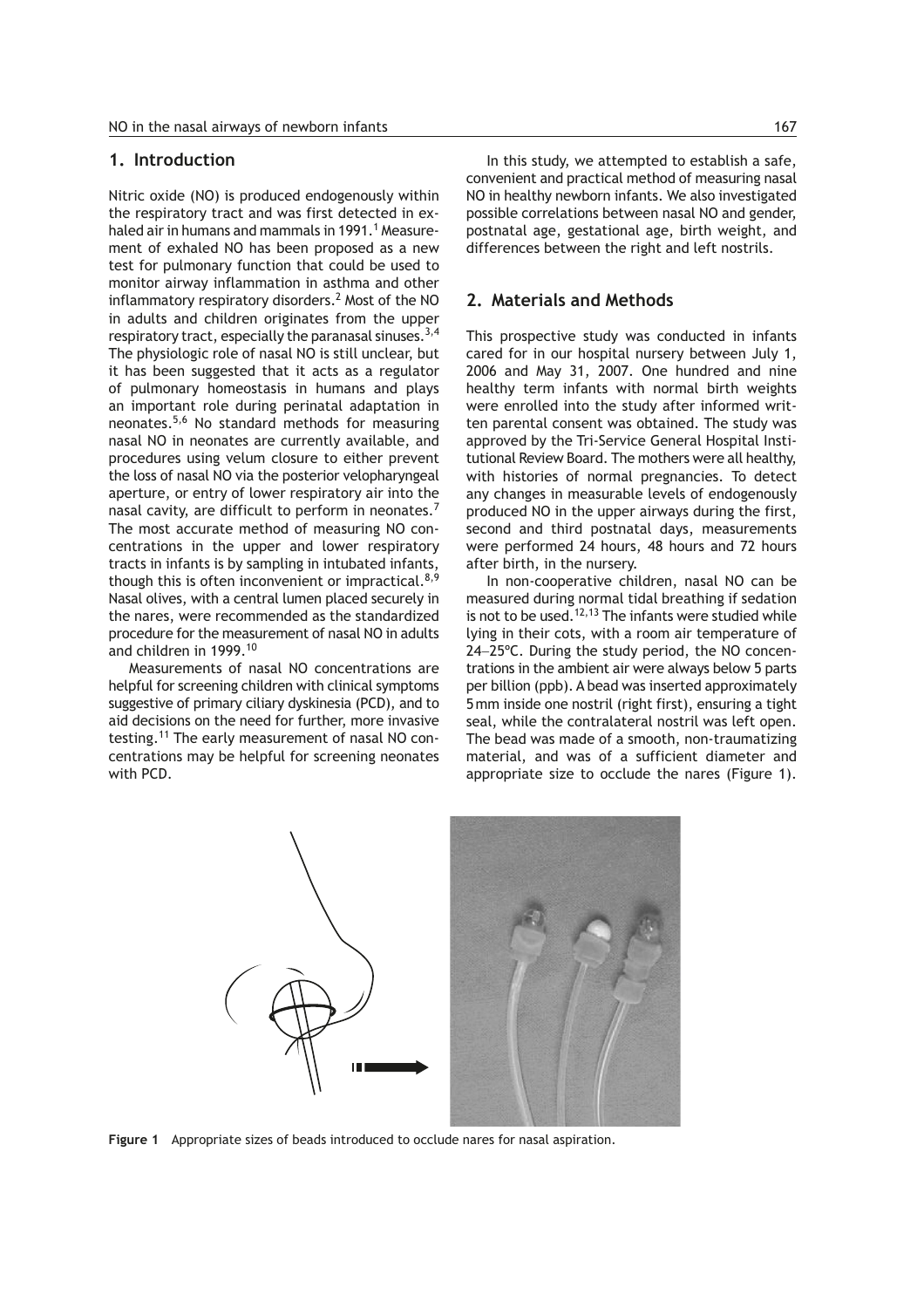## 1. Introduction

Nitric oxide (NO) is produced endogenously within the respiratory tract and was first detected in exhaled air in humans and mammals in 1991.[1] Measurement of exhaled NO has been proposed as a new test for pulmonary function that could be used to monitor airway inflammation in asthma and other inflammatory respiratory disorders.[2] Most of the NO in adults and children originates from the upper respiratory tract, especially the paranasal sinuses.[3,4] The physiologic role of nasal NO is still unclear, but it has been suggested that it acts as a regulator of pulmonary homeostasis in humans and plays an important role during perinatal adaptation in neonates.[5,6] No standard methods for measuring nasal NO in neonates are currently available, and procedures using velum closure to either prevent the loss of nasal NO via the posterior velopharyngeal aperture, or entry of lower respiratory air into the nasal cavity, are difficult to perform in neonates.[7] The most accurate method of measuring NO concentrations in the upper and lower respiratory tracts in infants is by sampling in intubated infants, though this is often inconvenient or impractical.[8,9] Nasal olives, with a central lumen placed securely in the nares, were recommended as the standardized procedure for the measurement of nasal NO in adults and children in 1999.[10]

Measurements of nasal NO concentrations are helpful for screening children with clinical symptoms suggestive of primary ciliary dyskinesia (PCD), and to aid decisions on the need for further, more invasive testing.[11] The early measurement of nasal NO concentrations may be helpful for screening neonates with PCD.

In this study, we attempted to establish a safe, convenient and practical method of measuring nasal NO in healthy newborn infants. We also investigated possible correlations between nasal NO and gender, postnatal age, gestational age, birth weight, and differences between the right and left nostrils.

## 2. Materials and Methods

This prospective study was conducted in infants cared for in our hospital nursery between July 1, 2006 and May 31, 2007. One hundred and nine healthy term infants with normal birth weights were enrolled into the study after informed written parental consent was obtained. The study was approved by the Tri-Service General Hospital Institutional Review Board. The mothers were all healthy, with histories of normal pregnancies. To detect any changes in measurable levels of endogenously produced NO in the upper airways during the first, second and third postnatal days, measurements were performed 24 hours, 48 hours and 72 hours after birth, in the nursery.

In non-cooperative children, nasal NO can be measured during normal tidal breathing if sedation is not to be used.[12,13] The infants were studied while lying in their cots, with a room air temperature of 24–25°C. During the study period, the NO concentrations in the ambient air were always below 5 parts per billion (ppb). A bead was inserted approximately 5 mm inside one nostril (right first), ensuring a tight seal, while the contralateral nostril was left open. The bead was made of a smooth, non-traumatizing material, and was of a sufficient diameter and appropriate size to occlude the nares (Figure 1).

**Figure 1** Appropriate sizes of beads introduced to occlude nares for nasal aspiration.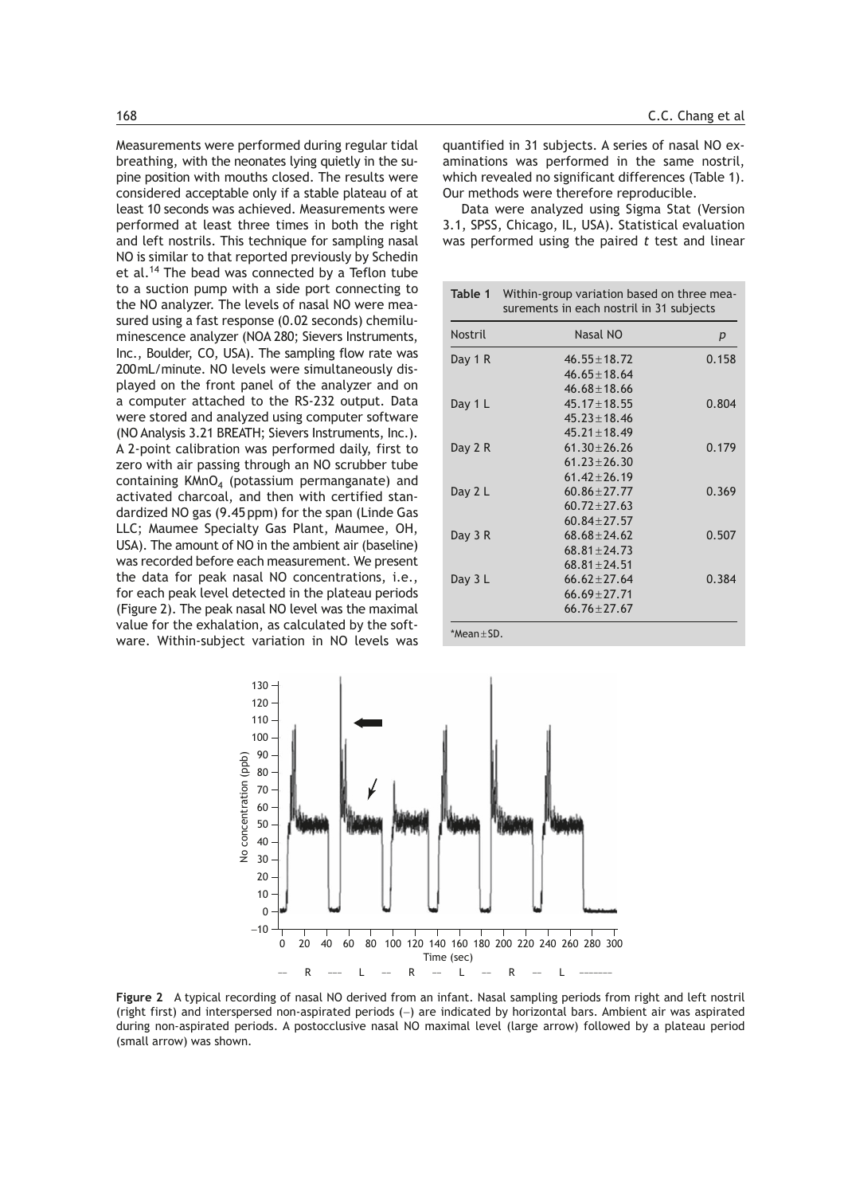Measurements were performed during regular tidal breathing, with the neonates lying quietly in the supine position with mouths closed. The results were considered acceptable only if a stable plateau of at least 10 seconds was achieved. Measurements were performed at least three times in both the right and left nostrils. This technique for sampling nasal NO is similar to that reported previously by Schedin et al.[14] The bead was connected by a Teflon tube to a suction pump with a side port connecting to the NO analyzer. The levels of nasal NO were measured using a fast response (0.02 seconds) chemiluminescence analyzer (NOA 280; Sievers Instruments, Inc., Boulder, CO, USA). The sampling flow rate was 200 mL/minute. NO levels were simultaneously displayed on the front panel of the analyzer and on a computer attached to the RS-232 output. Data were stored and analyzed using computer software (NO Analysis 3.21 BREATH; Sievers Instruments, Inc.). A 2-point calibration was performed daily, first to zero with air passing through an NO scrubber tube containing $KMnO_4$ (potassium permanganate) and activated charcoal, and then with certified standardized NO gas (9.45 ppm) for the span (Linde Gas LLC; Maumee Specialty Gas Plant, Maumee, OH, USA). The amount of NO in the ambient air (baseline) was recorded before each measurement. We present the data for peak nasal NO concentrations, i.e., for each peak level detected in the plateau periods (Figure 2). The peak nasal NO level was the maximal value for the exhalation, as calculated by the software. Within-subject variation in NO levels was quantified in 31 subjects. A series of nasal NO examinations was performed in the same nostril, which revealed no significant differences (Table 1). Our methods were therefore reproducible.

Data were analyzed using Sigma Stat (Version 3.1, SPSS, Chicago, IL, USA). Statistical evaluation was performed using the paired *t* test and linear

**Table 1** Within-group variation based on three measurements in each nostril in 31 subjects

| Nostril | Nasal NO | *p* |
|---|---|---|
| Day 1 R | 46.55±18.72<br>46.65±18.64<br>46.68±18.66 | 0.158 |
| Day 1 L | 45.17±18.55<br>45.23±18.46<br>45.21±18.49 | 0.804 |
| Day 2 R | 61.30±26.26<br>61.23±26.30<br>61.42±26.19 | 0.179 |
| Day 2 L | 60.86±27.77<br>60.72±27.63<br>60.84±27.57 | 0.369 |
| Day 3 R | 68.68±24.62<br>68.81±24.73<br>68.81±24.51 | 0.507 |
| Day 3 L | 66.62±27.64<br>66.69±27.71<br>66.76±27.67 | 0.384 |

*Mean±SD.

**Figure 2** A typical recording of nasal NO derived from an infant. Nasal sampling periods from right and left nostril (right first) and interspersed non-aspirated periods (–) are indicated by horizontal bars. Ambient air was aspirated during non-aspirated periods. A postocclusive nasal NO maximal level (large arrow) followed by a plateau period (small arrow) was shown.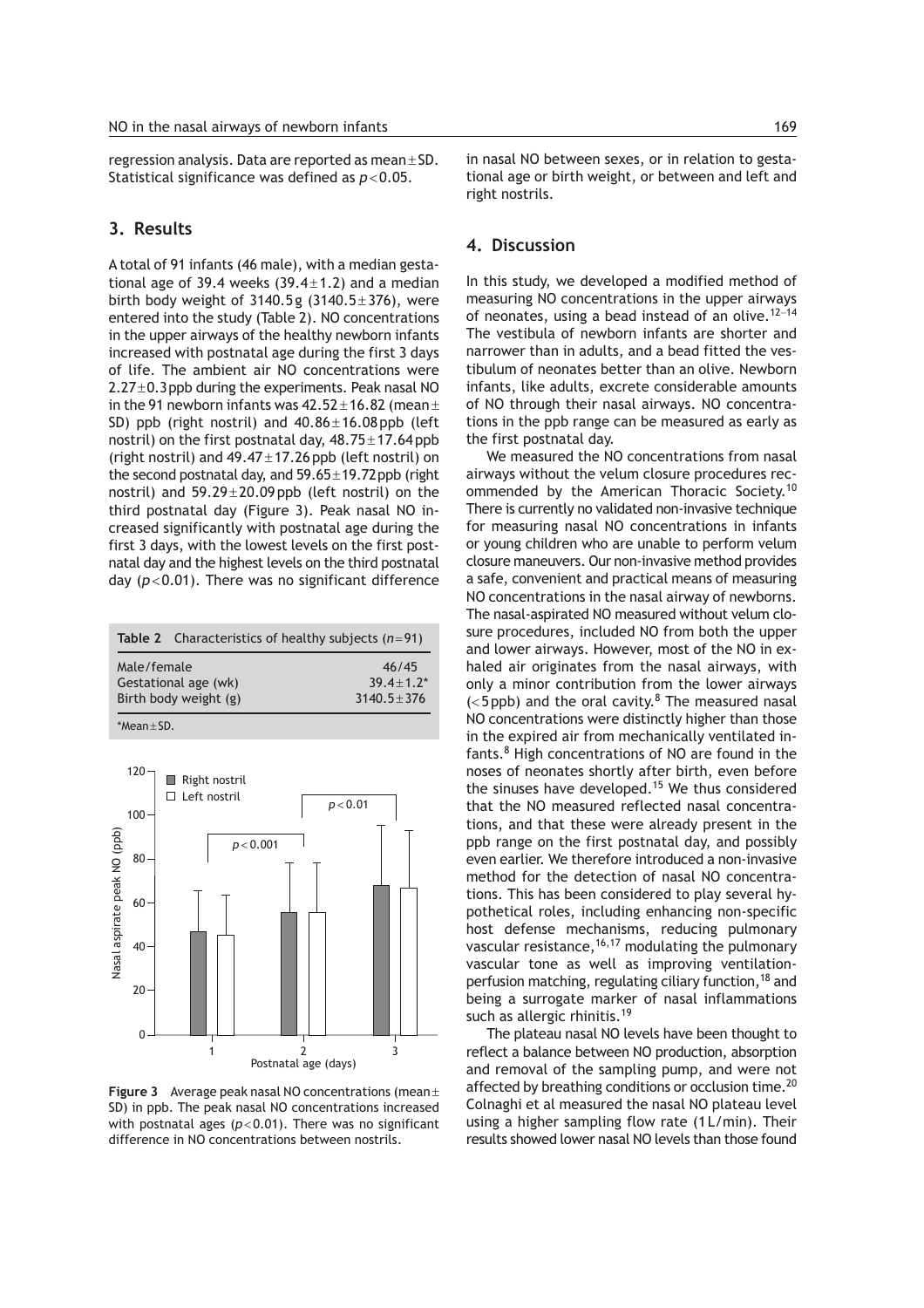regression analysis. Data are reported as mean ± SD. Statistical significance was defined as $p < 0.05$.

## 3. Results

A total of 91 infants (46 male), with a median gestational age of 39.4 weeks (39.4 ± 1.2) and a median birth body weight of 3140.5 g (3140.5 ± 376), were entered into the study (Table 2). NO concentrations in the upper airways of the healthy newborn infants increased with postnatal age during the first 3 days of life. The ambient air NO concentrations were 2.27 ± 0.3 ppb during the experiments. Peak nasal NO in the 91 newborn infants was 42.52 ± 16.82 (mean ± SD) ppb (right nostril) and 40.86 ± 16.08 ppb (left nostril) on the first postnatal day, 48.75 ± 17.64 ppb (right nostril) and 49.47 ± 17.26 ppb (left nostril) on the second postnatal day, and 59.65 ± 19.72 ppb (right nostril) and 59.29 ± 20.09 ppb (left nostril) on the third postnatal day (Figure 3). Peak nasal NO increased significantly with postnatal age during the first 3 days, with the lowest levels on the first postnatal day and the highest levels on the third postnatal day ($p < 0.01$). There was no significant difference in nasal NO between sexes, or in relation to gestational age or birth weight, or between and left and right nostrils.

**Table 2** Characteristics of healthy subjects ($n = 91$)

| | |
|---|---|
| Male/female | 46/45 |
| Gestational age (wk) | 39.4 ± 1.2* |
| Birth body weight (g) | 3140.5 ± 376 |

*Mean ± SD.

120
100
80
60
40
20
0
Nasal aspirate peak NO (ppb)
Right nostril
Left nostril
p < 0.001
p < 0.01
1
2
3
Postnatal age (days)

**Figure 3** Average peak nasal NO concentrations (mean ± SD) in ppb. The peak nasal NO concentrations increased with postnatal ages ($p < 0.01$). There was no significant difference in NO concentrations between nostrils.

## 4. Discussion

In this study, we developed a modified method of measuring NO concentrations in the upper airways of neonates, using a bead instead of an olive.[12–14] The vestibula of newborn infants are shorter and narrower than in adults, and a bead fitted the vestibulum of neonates better than an olive. Newborn infants, like adults, excrete considerable amounts of NO through their nasal airways. NO concentrations in the ppb range can be measured as early as the first postnatal day.

We measured the NO concentrations from nasal airways without the velum closure procedures recommended by the American Thoracic Society.[10] There is currently no validated non-invasive technique for measuring nasal NO concentrations in infants or young children who are unable to perform velum closure maneuvers. Our non-invasive method provides a safe, convenient and practical means of measuring NO concentrations in the nasal airway of newborns. The nasal-aspirated NO measured without velum closure procedures, included NO from both the upper and lower airways. However, most of the NO in exhaled air originates from the nasal airways, with only a minor contribution from the lower airways (<5 ppb) and the oral cavity.[8] The measured nasal NO concentrations were distinctly higher than those in the expired air from mechanically ventilated infants.[8] High concentrations of NO are found in the noses of neonates shortly after birth, even before the sinuses have developed.[15] We thus considered that the NO measured reflected nasal concentrations, and that these were already present in the ppb range on the first postnatal day, and possibly even earlier. We therefore introduced a non-invasive method for the detection of nasal NO concentrations. This has been considered to play several hypothetical roles, including enhancing non-specific host defense mechanisms, reducing pulmonary vascular resistance,[16,17] modulating the pulmonary vascular tone as well as improving ventilation-perfusion matching, regulating ciliary function,[18] and being a surrogate marker of nasal inflammations such as allergic rhinitis.[19]

The plateau nasal NO levels have been thought to reflect a balance between NO production, absorption and removal of the sampling pump, and were not affected by breathing conditions or occlusion time.[20] Colnaghi et al measured the nasal NO plateau level using a higher sampling flow rate (1 L/min). Their results showed lower nasal NO levels than those found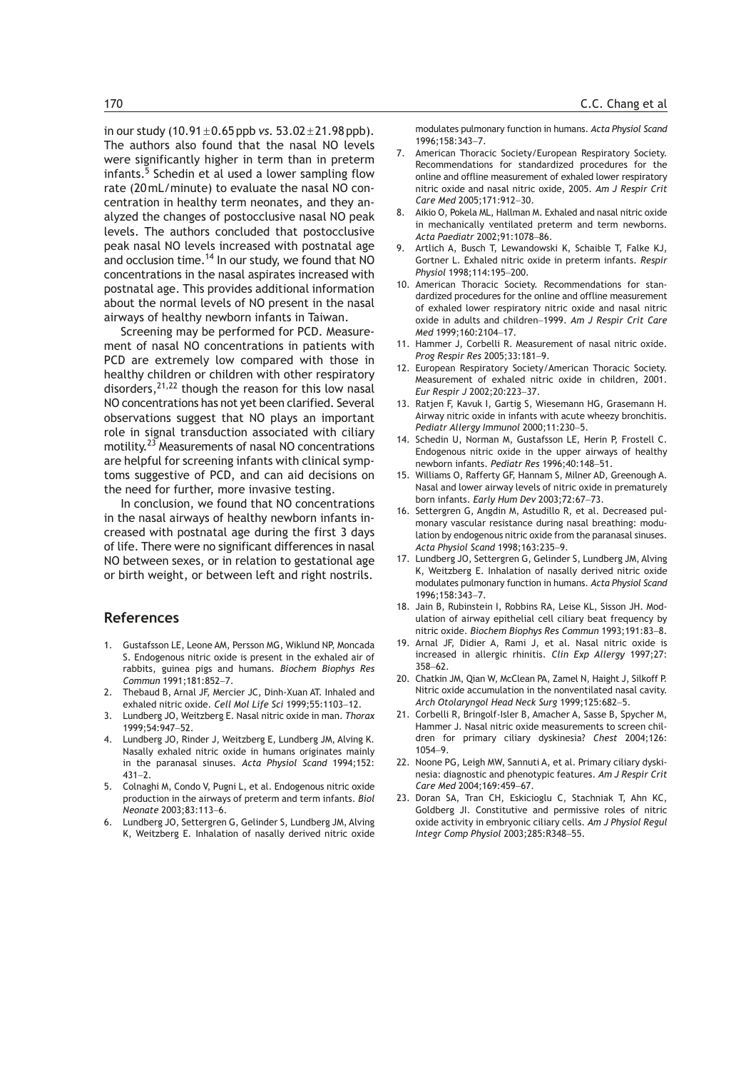in our study (10.91 ± 0.65 ppb *vs.* 53.02 ± 21.98 ppb). The authors also found that the nasal NO levels were significantly higher in term than in preterm infants.[5] Schedin et al used a lower sampling flow rate (20 mL/minute) to evaluate the nasal NO concentration in healthy term neonates, and they analyzed the changes of postocclusive nasal NO peak levels. The authors concluded that postocclusive peak nasal NO levels increased with postnatal age and occlusion time.[14] In our study, we found that NO concentrations in the nasal aspirates increased with postnatal age. This provides additional information about the normal levels of NO present in the nasal airways of healthy newborn infants in Taiwan.

Screening may be performed for PCD. Measurement of nasal NO concentrations in patients with PCD are extremely low compared with those in healthy children or children with other respiratory disorders,[21,22] though the reason for this low nasal NO concentrations has not yet been clarified. Several observations suggest that NO plays an important role in signal transduction associated with ciliary motility.[23] Measurements of nasal NO concentrations are helpful for screening infants with clinical symptoms suggestive of PCD, and can aid decisions on the need for further, more invasive testing.

In conclusion, we found that NO concentrations in the nasal airways of healthy newborn infants increased with postnatal age during the first 3 days of life. There were no significant differences in nasal NO between sexes, or in relation to gestational age or birth weight, or between left and right nostrils.

## References

1. Gustafsson LE, Leone AM, Persson MG, Wiklund NP, Moncada S. Endogenous nitric oxide is present in the exhaled air of rabbits, guinea pigs and humans. *Biochem Biophys Res Commun* 1991;181:852–7.
2. Thebaud B, Arnal JF, Mercier JC, Dinh-Xuan AT. Inhaled and exhaled nitric oxide. *Cell Mol Life Sci* 1999;55:1103–12.
3. Lundberg JO, Weitzberg E. Nasal nitric oxide in man. *Thorax* 1999;54:947–52.
4. Lundberg JO, Rinder J, Weitzberg E, Lundberg JM, Alving K. Nasally exhaled nitric oxide in humans originates mainly in the paranasal sinuses. *Acta Physiol Scand* 1994;152: 431–2.
5. Colnaghi M, Condo V, Pugni L, et al. Endogenous nitric oxide production in the airways of preterm and term infants. *Biol Neonate* 2003;83:113–6.
6. Lundberg JO, Settergren G, Gelinder S, Lundberg JM, Alving K, Weitzberg E. Inhalation of nasally derived nitric oxide modulates pulmonary function in humans. *Acta Physiol Scand* 1996;158:343–7.
7. American Thoracic Society/European Respiratory Society. Recommendations for standardized procedures for the online and offline measurement of exhaled lower respiratory nitric oxide and nasal nitric oxide, 2005. *Am J Respir Crit Care Med* 2005;171:912–30.
8. Aikio O, Pokela ML, Hallman M. Exhaled and nasal nitric oxide in mechanically ventilated preterm and term newborns. *Acta Paediatr* 2002;91:1078–86.
9. Artlich A, Busch T, Lewandowski K, Schaible T, Falke KJ, Gortner L. Exhaled nitric oxide in preterm infants. *Respir Physiol* 1998;114:195–200.
10. American Thoracic Society. Recommendations for standardized procedures for the online and offline measurement of exhaled lower respiratory nitric oxide and nasal nitric oxide in adults and children–1999. *Am J Respir Crit Care Med* 1999;160:2104–17.
11. Hammer J, Corbelli R. Measurement of nasal nitric oxide. *Prog Respir Res* 2005;33:181–9.
12. European Respiratory Society/American Thoracic Society. Measurement of exhaled nitric oxide in children, 2001. *Eur Respir J* 2002;20:223–37.
13. Ratjen F, Kavuk I, Gartig S, Wiesemann HG, Grasemann H. Airway nitric oxide in infants with acute wheezy bronchitis. *Pediatr Allergy Immunol* 2000;11:230–5.
14. Schedin U, Norman M, Gustafsson LE, Herin P, Frostell C. Endogenous nitric oxide in the upper airways of healthy newborn infants. *Pediatr Res* 1996;40:148–51.
15. Williams O, Rafferty GF, Hannam S, Milner AD, Greenough A. Nasal and lower airway levels of nitric oxide in prematurely born infants. *Early Hum Dev* 2003;72:67–73.
16. Settergren G, Angdin M, Astudillo R, et al. Decreased pulmonary vascular resistance during nasal breathing: modulation by endogenous nitric oxide from the paranasal sinuses. *Acta Physiol Scand* 1998;163:235–9.
17. Lundberg JO, Settergren G, Gelinder S, Lundberg JM, Alving K, Weitzberg E. Inhalation of nasally derived nitric oxide modulates pulmonary function in humans. *Acta Physiol Scand* 1996;158:343–7.
18. Jain B, Rubinstein I, Robbins RA, Leise KL, Sisson JH. Modulation of airway epithelial cell ciliary beat frequency by nitric oxide. *Biochem Biophys Res Commun* 1993;191:83–8.
19. Arnal JF, Didier A, Rami J, et al. Nasal nitric oxide is increased in allergic rhinitis. *Clin Exp Allergy* 1997;27: 358–62.
20. Chatkin JM, Qian W, McClean PA, Zamel N, Haight J, Silkoff P. Nitric oxide accumulation in the nonventilated nasal cavity. *Arch Otolaryngol Head Neck Surg* 1999;125:682–5.
21. Corbelli R, Bringolf-Isler B, Amacher A, Sasse B, Spycher M, Hammer J. Nasal nitric oxide measurements to screen children for primary ciliary dyskinesia? *Chest* 2004;126: 1054–9.
22. Noone PG, Leigh MW, Sannuti A, et al. Primary ciliary dyskinesia: diagnostic and phenotypic features. *Am J Respir Crit Care Med* 2004;169:459–67.
23. Doran SA, Tran CH, Eskicioglu C, Stachniak T, Ahn KC, Goldberg JI. Constitutive and permissive roles of nitric oxide activity in embryonic ciliary cells. *Am J Physiol Regul Integr Comp Physiol* 2003;285:R348–55.